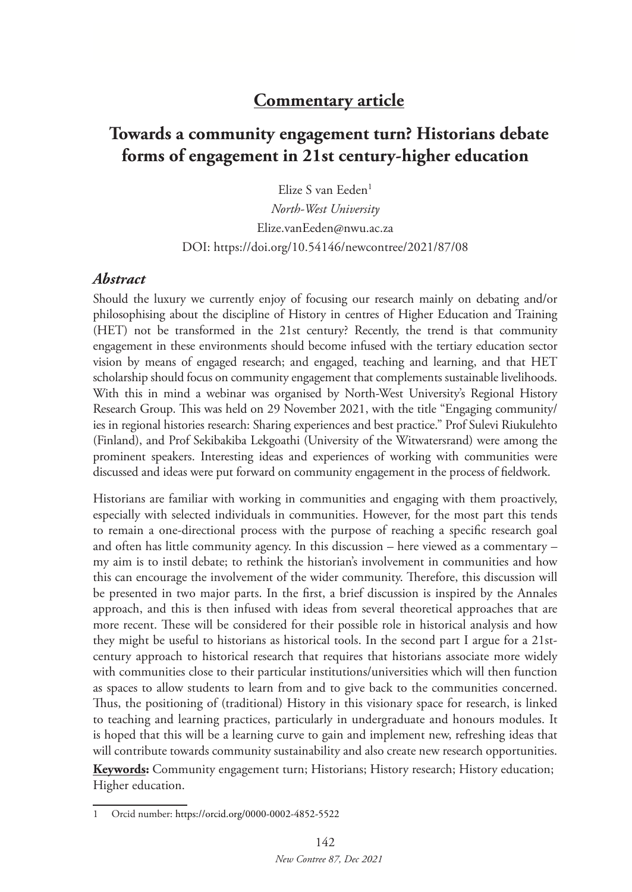## Commentary article

# Towards a community engagement turn? Historians debate forms of engagement in 21st century-higher education

Elize S van Eeden[1]

*North-West University*

Elize.vanEeden@nwu.ac.za

DOI: https://doi.org/10.54146/newcontree/2021/87/08

### *Abstract*

Should the luxury we currently enjoy of focusing our research mainly on debating and/or philosophising about the discipline of History in centres of Higher Education and Training (HET) not be transformed in the 21st century? Recently, the trend is that community engagement in these environments should become infused with the tertiary education sector vision by means of engaged research; and engaged, teaching and learning, and that HET scholarship should focus on community engagement that complements sustainable livelihoods. With this in mind a webinar was organised by North-West University's Regional History Research Group. This was held on 29 November 2021, with the title "Engaging community/ies in regional histories research: Sharing experiences and best practice." Prof Sulevi Riukulehto (Finland), and Prof Sekibakiba Lekgoathi (University of the Witwatersrand) were among the prominent speakers. Interesting ideas and experiences of working with communities were discussed and ideas were put forward on community engagement in the process of fieldwork.

Historians are familiar with working in communities and engaging with them proactively, especially with selected individuals in communities. However, for the most part this tends to remain a one-directional process with the purpose of reaching a specific research goal and often has little community agency. In this discussion – here viewed as a commentary – my aim is to instil debate; to rethink the historian's involvement in communities and how this can encourage the involvement of the wider community. Therefore, this discussion will be presented in two major parts. In the first, a brief discussion is inspired by the Annales approach, and this is then infused with ideas from several theoretical approaches that are more recent. These will be considered for their possible role in historical analysis and how they might be useful to historians as historical tools. In the second part I argue for a 21st-century approach to historical research that requires that historians associate more widely with communities close to their particular institutions/universities which will then function as spaces to allow students to learn from and to give back to the communities concerned. Thus, the positioning of (traditional) History in this visionary space for research, is linked to teaching and learning practices, particularly in undergraduate and honours modules. It is hoped that this will be a learning curve to gain and implement new, refreshing ideas that will contribute towards community sustainability and also create new research opportunities.

**Keywords:** Community engagement turn; Historians; History research; History education; Higher education.

---

[1] Orcid number: https://orcid.org/0000-0002-4852-5522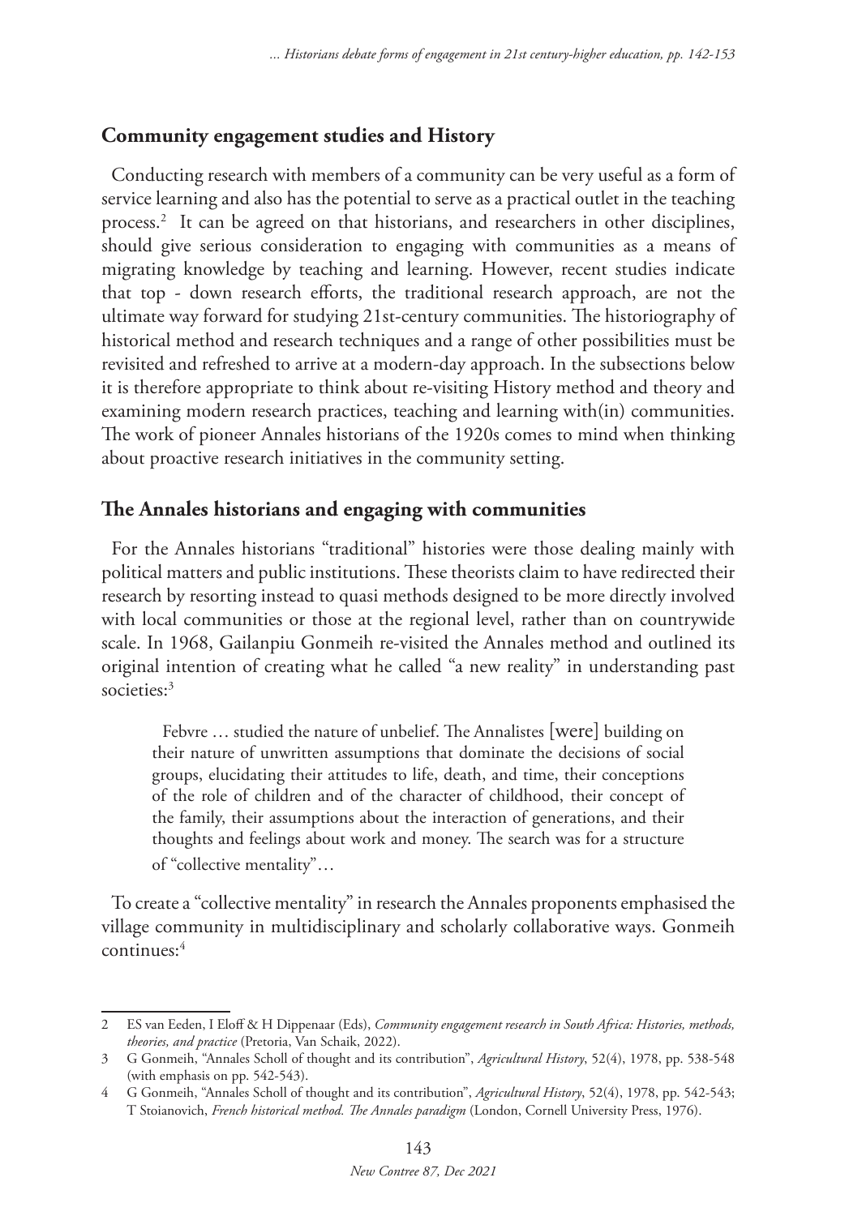## Community engagement studies and History

Conducting research with members of a community can be very useful as a form of service learning and also has the potential to serve as a practical outlet in the teaching process.[2] It can be agreed on that historians, and researchers in other disciplines, should give serious consideration to engaging with communities as a means of migrating knowledge by teaching and learning. However, recent studies indicate that top - down research efforts, the traditional research approach, are not the ultimate way forward for studying 21st-century communities. The historiography of historical method and research techniques and a range of other possibilities must be revisited and refreshed to arrive at a modern-day approach. In the subsections below it is therefore appropriate to think about re-visiting History method and theory and examining modern research practices, teaching and learning with(in) communities. The work of pioneer Annales historians of the 1920s comes to mind when thinking about proactive research initiatives in the community setting.

## The Annales historians and engaging with communities

For the Annales historians "traditional" histories were those dealing mainly with political matters and public institutions. These theorists claim to have redirected their research by resorting instead to quasi methods designed to be more directly involved with local communities or those at the regional level, rather than on countrywide scale. In 1968, Gailanpiu Gonmeih re-visited the Annales method and outlined its original intention of creating what he called "a new reality" in understanding past societies:[3]

> Febvre … studied the nature of unbelief. The Annalistes [were] building on their nature of unwritten assumptions that dominate the decisions of social groups, elucidating their attitudes to life, death, and time, their conceptions of the role of children and of the character of childhood, their concept of the family, their assumptions about the interaction of generations, and their thoughts and feelings about work and money. The search was for a structure of "collective mentality"…

To create a "collective mentality" in research the Annales proponents emphasised the village community in multidisciplinary and scholarly collaborative ways. Gonmeih continues:[4]

---

2 ES van Eeden, I Eloff & H Dippenaar (Eds), *Community engagement research in South Africa: Histories, methods, theories, and practice* (Pretoria, Van Schaik, 2022).

3 G Gonmeih, "Annales Scholl of thought and its contribution", *Agricultural History*, 52(4), 1978, pp. 538-548 (with emphasis on pp. 542-543).

4 G Gonmeih, "Annales Scholl of thought and its contribution", *Agricultural History*, 52(4), 1978, pp. 542-543; T Stoianovich, *French historical method. The Annales paradigm* (London, Cornell University Press, 1976).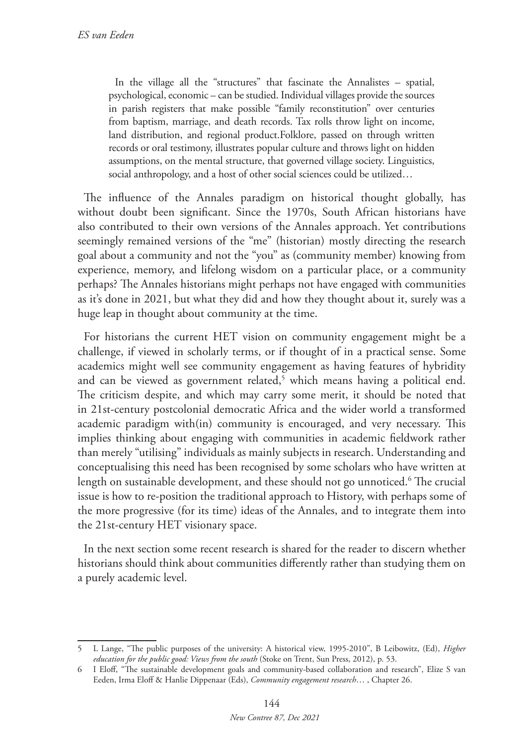> In the village all the "structures" that fascinate the Annalistes – spatial, psychological, economic – can be studied. Individual villages provide the sources in parish registers that make possible "family reconstitution" over centuries from baptism, marriage, and death records. Tax rolls throw light on income, land distribution, and regional product.Folklore, passed on through written records or oral testimony, illustrates popular culture and throws light on hidden assumptions, on the mental structure, that governed village society. Linguistics, social anthropology, and a host of other social sciences could be utilized…

The influence of the Annales paradigm on historical thought globally, has without doubt been significant. Since the 1970s, South African historians have also contributed to their own versions of the Annales approach. Yet contributions seemingly remained versions of the "me" (historian) mostly directing the research goal about a community and not the "you" as (community member) knowing from experience, memory, and lifelong wisdom on a particular place, or a community perhaps? The Annales historians might perhaps not have engaged with communities as it's done in 2021, but what they did and how they thought about it, surely was a huge leap in thought about community at the time.

For historians the current HET vision on community engagement might be a challenge, if viewed in scholarly terms, or if thought of in a practical sense. Some academics might well see community engagement as having features of hybridity and can be viewed as government related,[5] which means having a political end. The criticism despite, and which may carry some merit, it should be noted that in 21st-century postcolonial democratic Africa and the wider world a transformed academic paradigm with(in) community is encouraged, and very necessary. This implies thinking about engaging with communities in academic fieldwork rather than merely "utilising" individuals as mainly subjects in research. Understanding and conceptualising this need has been recognised by some scholars who have written at length on sustainable development, and these should not go unnoticed.[6] The crucial issue is how to re-position the traditional approach to History, with perhaps some of the more progressive (for its time) ideas of the Annales, and to integrate them into the 21st-century HET visionary space.

In the next section some recent research is shared for the reader to discern whether historians should think about communities differently rather than studying them on a purely academic level.

---

5 L Lange, "The public purposes of the university: A historical view, 1995-2010", B Leibowitz, (Ed), *Higher education for the public good: Views from the south* (Stoke on Trent, Sun Press, 2012), p. 53.

6 I Eloff, "The sustainable development goals and community-based collaboration and research", Elize S van Eeden, Irma Eloff & Hanlie Dippenaar (Eds), *Community engagement research…* , Chapter 26.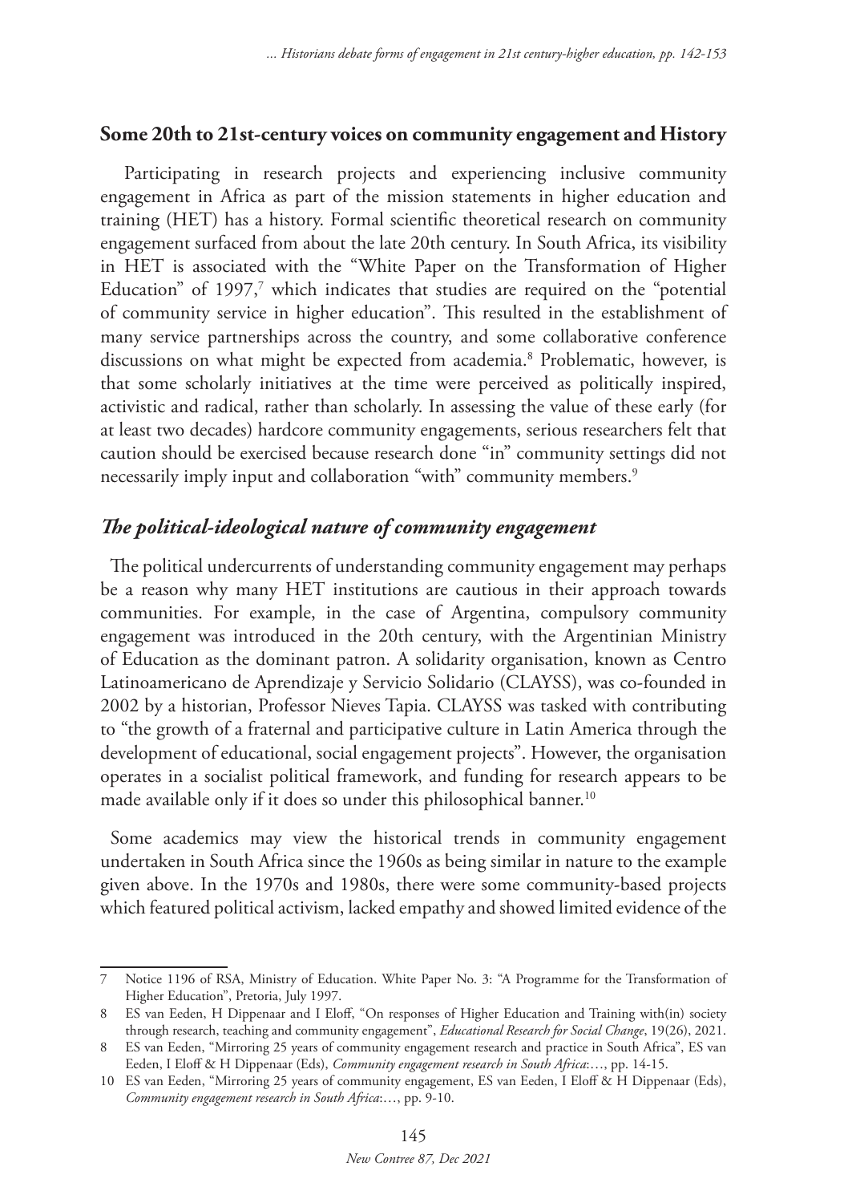## Some 20th to 21st-century voices on community engagement and History

Participating in research projects and experiencing inclusive community engagement in Africa as part of the mission statements in higher education and training (HET) has a history. Formal scientific theoretical research on community engagement surfaced from about the late 20th century. In South Africa, its visibility in HET is associated with the "White Paper on the Transformation of Higher Education" of 1997,[7] which indicates that studies are required on the "potential of community service in higher education". This resulted in the establishment of many service partnerships across the country, and some collaborative conference discussions on what might be expected from academia.[8] Problematic, however, is that some scholarly initiatives at the time were perceived as politically inspired, activistic and radical, rather than scholarly. In assessing the value of these early (for at least two decades) hardcore community engagements, serious researchers felt that caution should be exercised because research done "in" community settings did not necessarily imply input and collaboration "with" community members.[9]

### *The political-ideological nature of community engagement*

The political undercurrents of understanding community engagement may perhaps be a reason why many HET institutions are cautious in their approach towards communities. For example, in the case of Argentina, compulsory community engagement was introduced in the 20th century, with the Argentinian Ministry of Education as the dominant patron. A solidarity organisation, known as Centro Latinoamericano de Aprendizaje y Servicio Solidario (CLAYSS), was co-founded in 2002 by a historian, Professor Nieves Tapia. CLAYSS was tasked with contributing to "the growth of a fraternal and participative culture in Latin America through the development of educational, social engagement projects". However, the organisation operates in a socialist political framework, and funding for research appears to be made available only if it does so under this philosophical banner.[10]

Some academics may view the historical trends in community engagement undertaken in South Africa since the 1960s as being similar in nature to the example given above. In the 1970s and 1980s, there were some community-based projects which featured political activism, lacked empathy and showed limited evidence of the

---

7 Notice 1196 of RSA, Ministry of Education. White Paper No. 3: "A Programme for the Transformation of Higher Education", Pretoria, July 1997.

8 ES van Eeden, H Dippenaar and I Eloff, "On responses of Higher Education and Training with(in) society through research, teaching and community engagement", *Educational Research for Social Change*, 19(26), 2021.

8 ES van Eeden, "Mirroring 25 years of community engagement research and practice in South Africa", ES van Eeden, I Eloff & H Dippenaar (Eds), *Community engagement research in South Africa*:…, pp. 14-15.

10 ES van Eeden, "Mirroring 25 years of community engagement, ES van Eeden, I Eloff & H Dippenaar (Eds), *Community engagement research in South Africa*:…, pp. 9-10.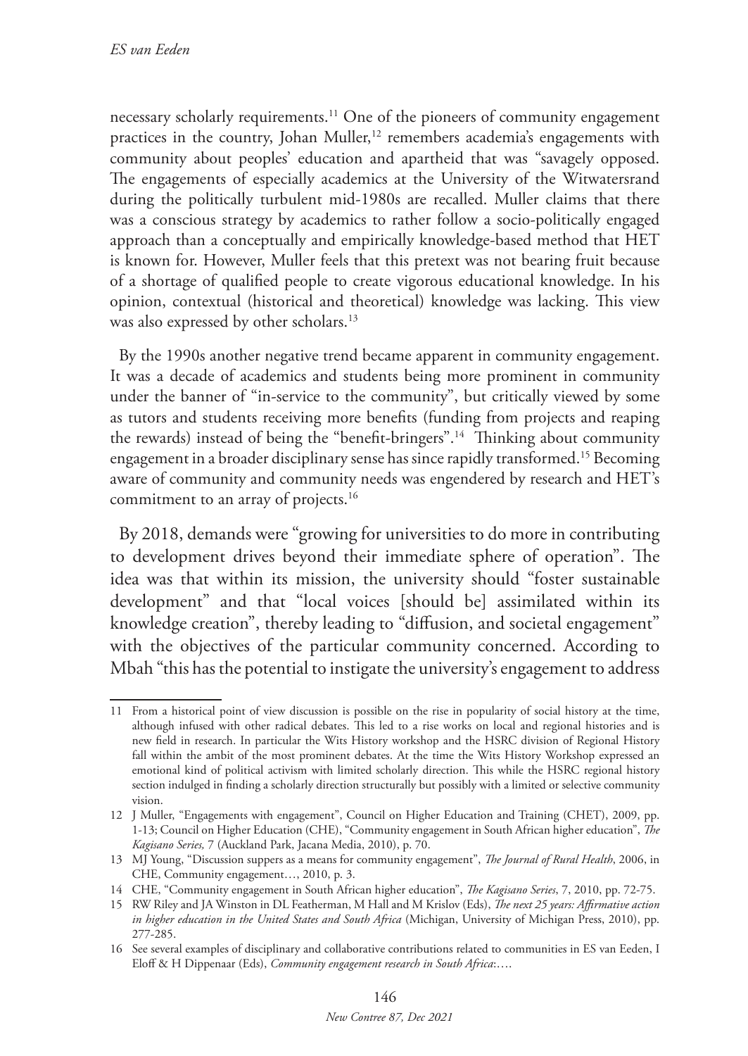necessary scholarly requirements.[11] One of the pioneers of community engagement practices in the country, Johan Muller,[12] remembers academia's engagements with community about peoples' education and apartheid that was "savagely opposed. The engagements of especially academics at the University of the Witwatersrand during the politically turbulent mid-1980s are recalled. Muller claims that there was a conscious strategy by academics to rather follow a socio-politically engaged approach than a conceptually and empirically knowledge-based method that HET is known for. However, Muller feels that this pretext was not bearing fruit because of a shortage of qualified people to create vigorous educational knowledge. In his opinion, contextual (historical and theoretical) knowledge was lacking. This view was also expressed by other scholars.[13]

By the 1990s another negative trend became apparent in community engagement. It was a decade of academics and students being more prominent in community under the banner of "in-service to the community", but critically viewed by some as tutors and students receiving more benefits (funding from projects and reaping the rewards) instead of being the "benefit-bringers".[14] Thinking about community engagement in a broader disciplinary sense has since rapidly transformed.[15] Becoming aware of community and community needs was engendered by research and HET's commitment to an array of projects.[16]

By 2018, demands were "growing for universities to do more in contributing to development drives beyond their immediate sphere of operation". The idea was that within its mission, the university should "foster sustainable development" and that "local voices [should be] assimilated within its knowledge creation", thereby leading to "diffusion, and societal engagement" with the objectives of the particular community concerned. According to Mbah "this has the potential to instigate the university's engagement to address

---

11 From a historical point of view discussion is possible on the rise in popularity of social history at the time, although infused with other radical debates. This led to a rise works on local and regional histories and is new field in research. In particular the Wits History workshop and the HSRC division of Regional History fall within the ambit of the most prominent debates. At the time the Wits History Workshop expressed an emotional kind of political activism with limited scholarly direction. This while the HSRC regional history section indulged in finding a scholarly direction structurally but possibly with a limited or selective community vision.

12 J Muller, "Engagements with engagement", Council on Higher Education and Training (CHET), 2009, pp. 1-13; Council on Higher Education (CHE), "Community engagement in South African higher education", *The Kagisano Series,* 7 (Auckland Park, Jacana Media, 2010), p. 70.

13 MJ Young, "Discussion suppers as a means for community engagement", *The Journal of Rural Health*, 2006, in CHE, Community engagement…, 2010, p. 3.

14 CHE, "Community engagement in South African higher education", *The Kagisano Series*, 7, 2010, pp. 72-75.

15 RW Riley and JA Winston in DL Featherman, M Hall and M Krislov (Eds), *The next 25 years: Affirmative action in higher education in the United States and South Africa* (Michigan, University of Michigan Press, 2010), pp. 277-285.

16 See several examples of disciplinary and collaborative contributions related to communities in ES van Eeden, I Eloff & H Dippenaar (Eds), *Community engagement research in South Africa*:….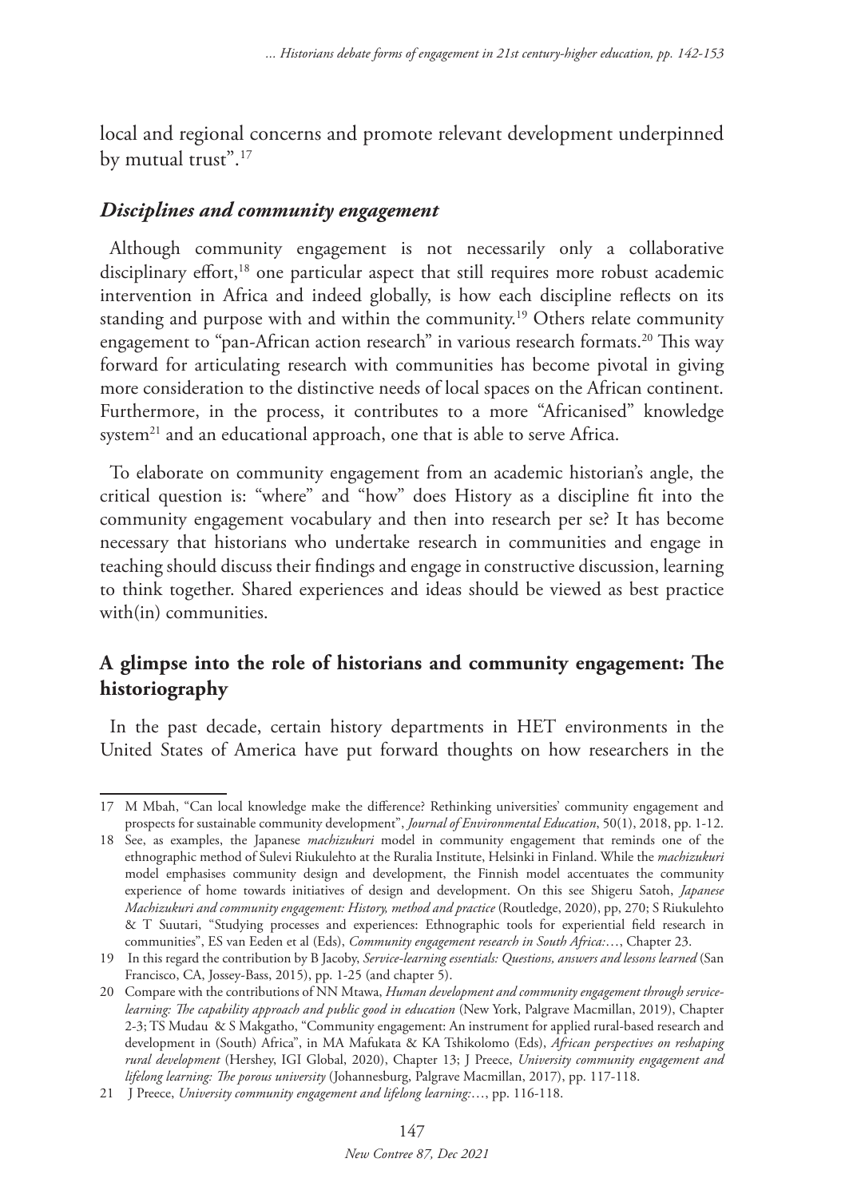local and regional concerns and promote relevant development underpinned by mutual trust".[17]

### *Disciplines and community engagement*

Although community engagement is not necessarily only a collaborative disciplinary effort,[18] one particular aspect that still requires more robust academic intervention in Africa and indeed globally, is how each discipline reflects on its standing and purpose with and within the community.[19] Others relate community engagement to "pan-African action research" in various research formats.[20] This way forward for articulating research with communities has become pivotal in giving more consideration to the distinctive needs of local spaces on the African continent. Furthermore, in the process, it contributes to a more "Africanised" knowledge system[21] and an educational approach, one that is able to serve Africa.

To elaborate on community engagement from an academic historian's angle, the critical question is: "where" and "how" does History as a discipline fit into the community engagement vocabulary and then into research per se? It has become necessary that historians who undertake research in communities and engage in teaching should discuss their findings and engage in constructive discussion, learning to think together. Shared experiences and ideas should be viewed as best practice with(in) communities.

## **A glimpse into the role of historians and community engagement: The historiography**

In the past decade, certain history departments in HET environments in the United States of America have put forward thoughts on how researchers in the

---

17 M Mbah, "Can local knowledge make the difference? Rethinking universities' community engagement and prospects for sustainable community development", *Journal of Environmental Education*, 50(1), 2018, pp. 1-12.

18 See, as examples, the Japanese *machizukuri* model in community engagement that reminds one of the ethnographic method of Sulevi Riukulehto at the Ruralia Institute, Helsinki in Finland. While the *machizukuri* model emphasises community design and development, the Finnish model accentuates the community experience of home towards initiatives of design and development. On this see Shigeru Satoh, *Japanese Machizukuri and community engagement: History, method and practice* (Routledge, 2020), pp, 270; S Riukulehto & T Suutari, "Studying processes and experiences: Ethnographic tools for experiential field research in communities", ES van Eeden et al (Eds), *Community engagement research in South Africa:…*, Chapter 23.

19 In this regard the contribution by B Jacoby, *Service-learning essentials: Questions, answers and lessons learned* (San Francisco, CA, Jossey-Bass, 2015), pp. 1-25 (and chapter 5).

20 Compare with the contributions of NN Mtawa, *Human development and community engagement through service-learning: The capability approach and public good in education* (New York, Palgrave Macmillan, 2019), Chapter 2-3; TS Mudau & S Makgatho, "Community engagement: An instrument for applied rural-based research and development in (South) Africa", in MA Mafukata & KA Tshikolomo (Eds), *African perspectives on reshaping rural development* (Hershey, IGI Global, 2020), Chapter 13; J Preece, *University community engagement and lifelong learning: The porous university* (Johannesburg, Palgrave Macmillan, 2017), pp. 117-118.

21 J Preece, *University community engagement and lifelong learning:…*, pp. 116-118.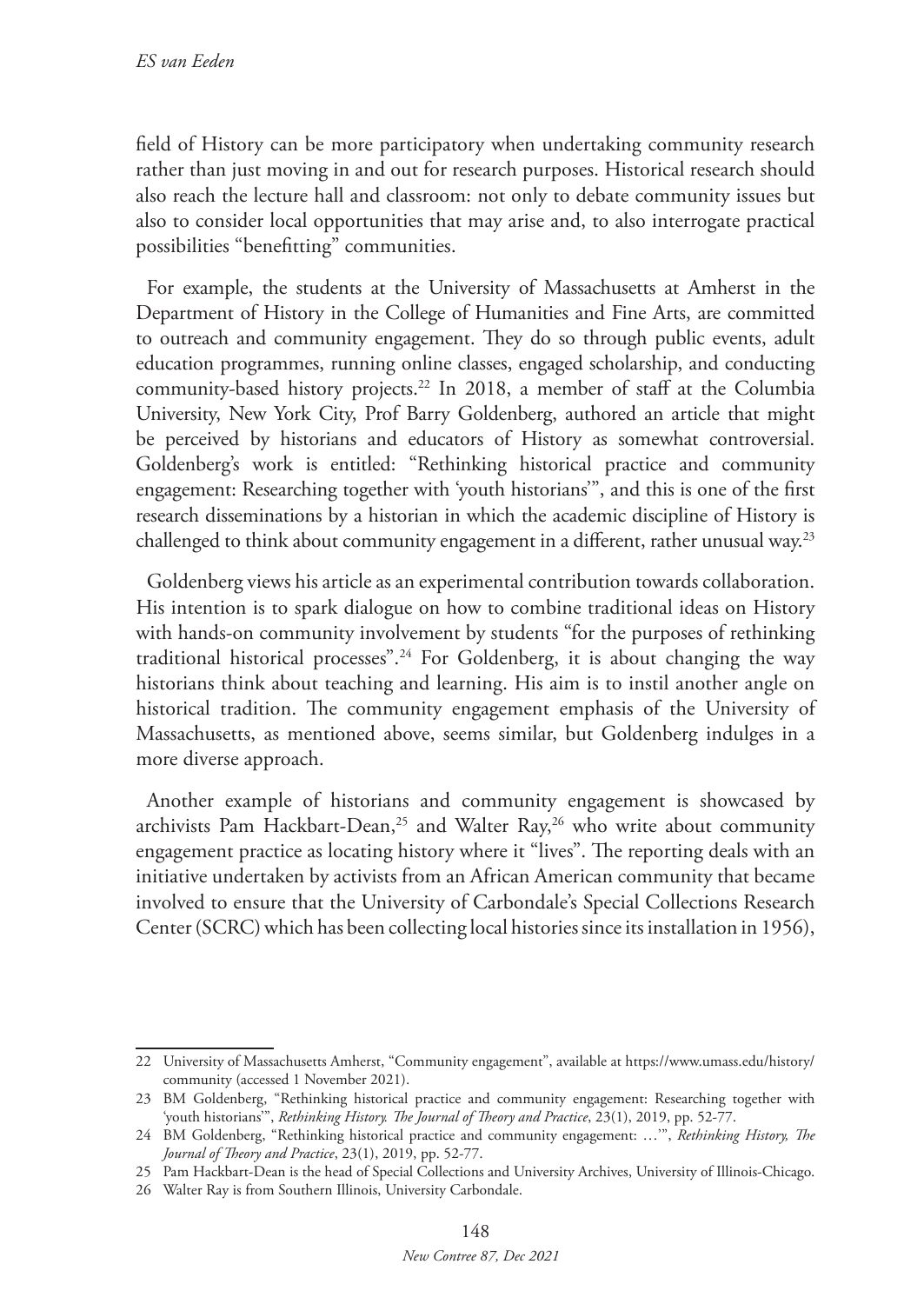field of History can be more participatory when undertaking community research rather than just moving in and out for research purposes. Historical research should also reach the lecture hall and classroom: not only to debate community issues but also to consider local opportunities that may arise and, to also interrogate practical possibilities "benefitting" communities.

For example, the students at the University of Massachusetts at Amherst in the Department of History in the College of Humanities and Fine Arts, are committed to outreach and community engagement. They do so through public events, adult education programmes, running online classes, engaged scholarship, and conducting community-based history projects.[22] In 2018, a member of staff at the Columbia University, New York City, Prof Barry Goldenberg, authored an article that might be perceived by historians and educators of History as somewhat controversial. Goldenberg's work is entitled: "Rethinking historical practice and community engagement: Researching together with 'youth historians'", and this is one of the first research disseminations by a historian in which the academic discipline of History is challenged to think about community engagement in a different, rather unusual way.[23]

Goldenberg views his article as an experimental contribution towards collaboration. His intention is to spark dialogue on how to combine traditional ideas on History with hands-on community involvement by students "for the purposes of rethinking traditional historical processes".[24] For Goldenberg, it is about changing the way historians think about teaching and learning. His aim is to instil another angle on historical tradition. The community engagement emphasis of the University of Massachusetts, as mentioned above, seems similar, but Goldenberg indulges in a more diverse approach.

Another example of historians and community engagement is showcased by archivists Pam Hackbart-Dean,[25] and Walter Ray,[26] who write about community engagement practice as locating history where it "lives". The reporting deals with an initiative undertaken by activists from an African American community that became involved to ensure that the University of Carbondale's Special Collections Research Center (SCRC) which has been collecting local histories since its installation in 1956),

---

22 University of Massachusetts Amherst, "Community engagement", available at https://www.umass.edu/history/community (accessed 1 November 2021).

23 BM Goldenberg, "Rethinking historical practice and community engagement: Researching together with 'youth historians'", *Rethinking History. The Journal of Theory and Practice*, 23(1), 2019, pp. 52-77.

24 BM Goldenberg, "Rethinking historical practice and community engagement: …'", *Rethinking History, The Journal of Theory and Practice*, 23(1), 2019, pp. 52-77.

25 Pam Hackbart-Dean is the head of Special Collections and University Archives, University of Illinois-Chicago.

26 Walter Ray is from Southern Illinois, University Carbondale.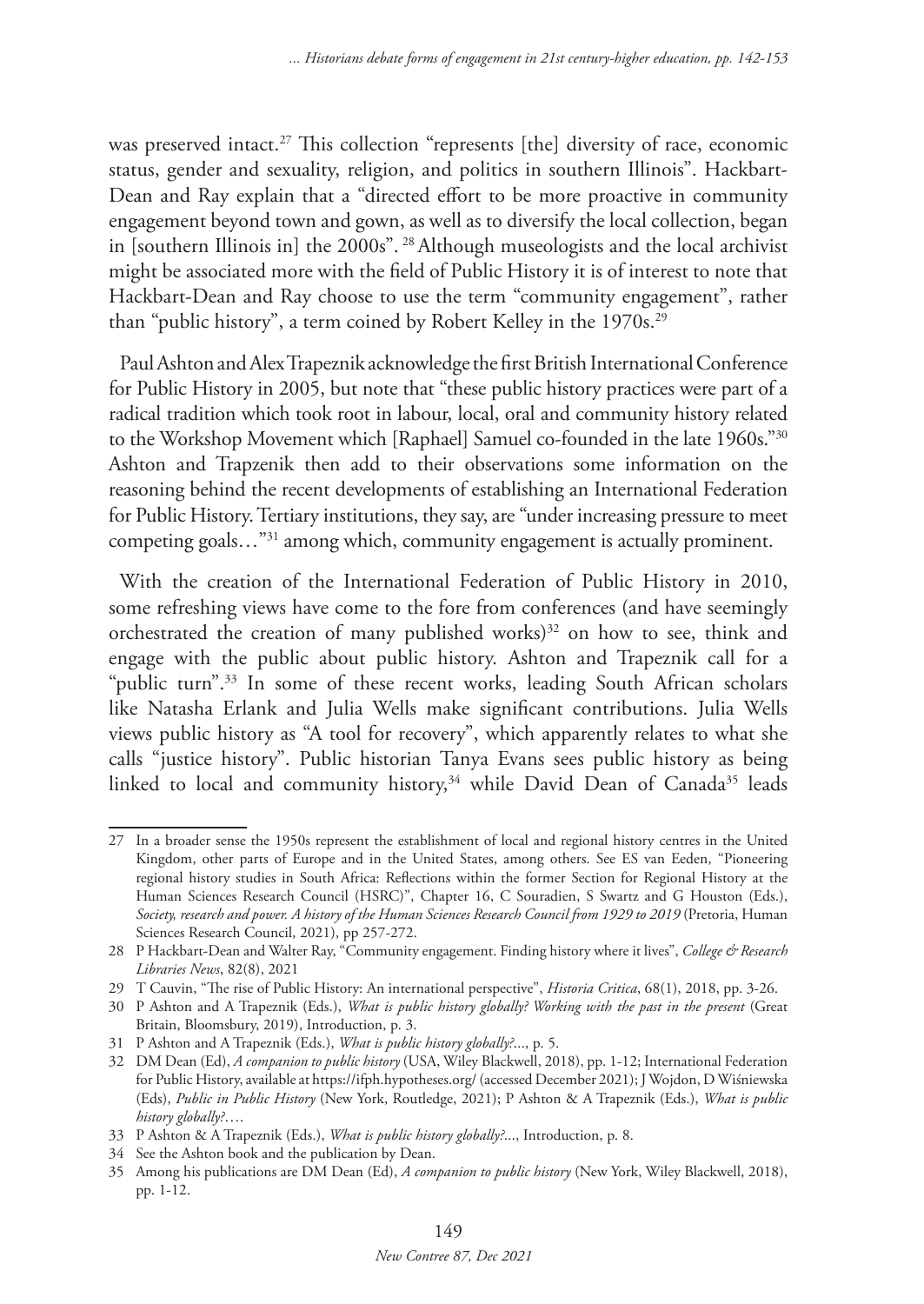was preserved intact.[27] This collection "represents [the] diversity of race, economic status, gender and sexuality, religion, and politics in southern Illinois". Hackbart-Dean and Ray explain that a "directed effort to be more proactive in community engagement beyond town and gown, as well as to diversify the local collection, began in [southern Illinois in] the 2000s".[28] Although museologists and the local archivist might be associated more with the field of Public History it is of interest to note that Hackbart-Dean and Ray choose to use the term "community engagement", rather than "public history", a term coined by Robert Kelley in the 1970s.[29]

Paul Ashton and Alex Trapeznik acknowledge the first British International Conference for Public History in 2005, but note that "these public history practices were part of a radical tradition which took root in labour, local, oral and community history related to the Workshop Movement which [Raphael] Samuel co-founded in the late 1960s."[30] Ashton and Trapzenik then add to their observations some information on the reasoning behind the recent developments of establishing an International Federation for Public History. Tertiary institutions, they say, are "under increasing pressure to meet competing goals…"[31] among which, community engagement is actually prominent.

With the creation of the International Federation of Public History in 2010, some refreshing views have come to the fore from conferences (and have seemingly orchestrated the creation of many published works)[32] on how to see, think and engage with the public about public history. Ashton and Trapeznik call for a "public turn".[33] In some of these recent works, leading South African scholars like Natasha Erlank and Julia Wells make significant contributions. Julia Wells views public history as "A tool for recovery", which apparently relates to what she calls "justice history". Public historian Tanya Evans sees public history as being linked to local and community history,[34] while David Dean of Canada[35] leads

---

27 In a broader sense the 1950s represent the establishment of local and regional history centres in the United Kingdom, other parts of Europe and in the United States, among others. See ES van Eeden, "Pioneering regional history studies in South Africa: Reflections within the former Section for Regional History at the Human Sciences Research Council (HSRC)", Chapter 16, C Souradien, S Swartz and G Houston (Eds.), *Society, research and power. A history of the Human Sciences Research Council from 1929 to 2019* (Pretoria, Human Sciences Research Council, 2021), pp 257-272.

28 P Hackbart-Dean and Walter Ray, "Community engagement. Finding history where it lives", *College & Research Libraries News*, 82(8), 2021

29 T Cauvin, "The rise of Public History: An international perspective", *Historia Critica*, 68(1), 2018, pp. 3-26.

30 P Ashton and A Trapeznik (Eds.), *What is public history globally? Working with the past in the present* (Great Britain, Bloomsbury, 2019), Introduction, p. 3.

31 P Ashton and A Trapeznik (Eds.), *What is public history globally?...*, p. 5.

32 DM Dean (Ed), *A companion to public history* (USA, Wiley Blackwell, 2018), pp. 1-12; International Federation for Public History, available at https://ifph.hypotheses.org/ (accessed December 2021); J Wojdon, D Wiśniewska (Eds), *Public in Public History* (New York, Routledge, 2021); P Ashton & A Trapeznik (Eds.), *What is public history globally?….*

33 P Ashton & A Trapeznik (Eds.), *What is public history globally?...*, Introduction, p. 8.

34 See the Ashton book and the publication by Dean.

35 Among his publications are DM Dean (Ed), *A companion to public history* (New York, Wiley Blackwell, 2018), pp. 1-12.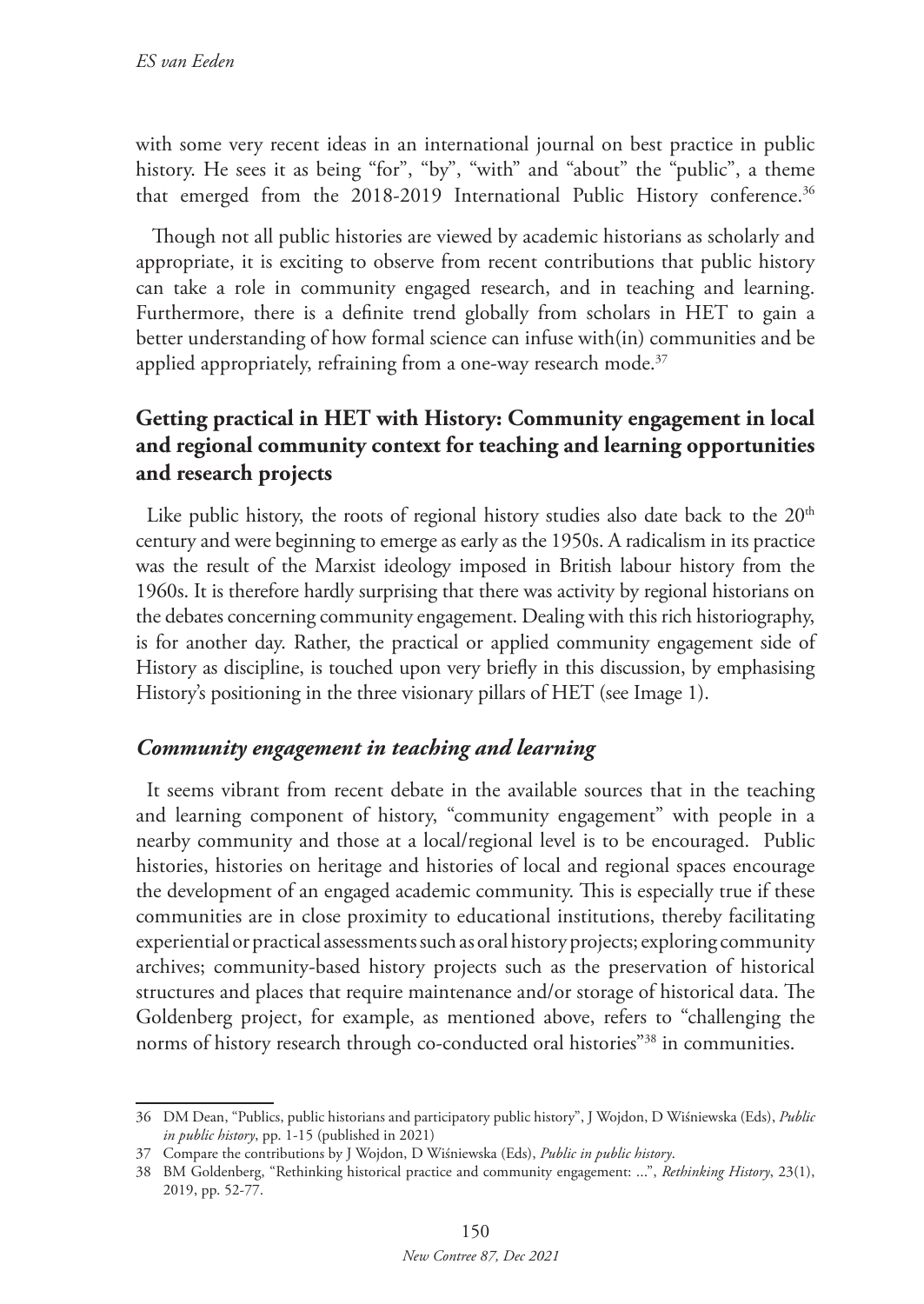with some very recent ideas in an international journal on best practice in public history. He sees it as being "for", "by", "with" and "about" the "public", a theme that emerged from the 2018-2019 International Public History conference.[36]

Though not all public histories are viewed by academic historians as scholarly and appropriate, it is exciting to observe from recent contributions that public history can take a role in community engaged research, and in teaching and learning. Furthermore, there is a definite trend globally from scholars in HET to gain a better understanding of how formal science can infuse with(in) communities and be applied appropriately, refraining from a one-way research mode.[37]

## Getting practical in HET with History: Community engagement in local and regional community context for teaching and learning opportunities and research projects

Like public history, the roots of regional history studies also date back to the 20th century and were beginning to emerge as early as the 1950s. A radicalism in its practice was the result of the Marxist ideology imposed in British labour history from the 1960s. It is therefore hardly surprising that there was activity by regional historians on the debates concerning community engagement. Dealing with this rich historiography, is for another day. Rather, the practical or applied community engagement side of History as discipline, is touched upon very briefly in this discussion, by emphasising History's positioning in the three visionary pillars of HET (see Image 1).

### *Community engagement in teaching and learning*

It seems vibrant from recent debate in the available sources that in the teaching and learning component of history, "community engagement" with people in a nearby community and those at a local/regional level is to be encouraged. Public histories, histories on heritage and histories of local and regional spaces encourage the development of an engaged academic community. This is especially true if these communities are in close proximity to educational institutions, thereby facilitating experiential or practical assessments such as oral history projects; exploring community archives; community-based history projects such as the preservation of historical structures and places that require maintenance and/or storage of historical data. The Goldenberg project, for example, as mentioned above, refers to "challenging the norms of history research through co-conducted oral histories"[38] in communities.

---

36 DM Dean, "Publics, public historians and participatory public history", J Wojdon, D Wiśniewska (Eds), *Public in public history*, pp. 1-15 (published in 2021)

37 Compare the contributions by J Wojdon, D Wiśniewska (Eds), *Public in public history*.

38 BM Goldenberg, "Rethinking historical practice and community engagement: ...", *Rethinking History*, 23(1), 2019, pp. 52-77.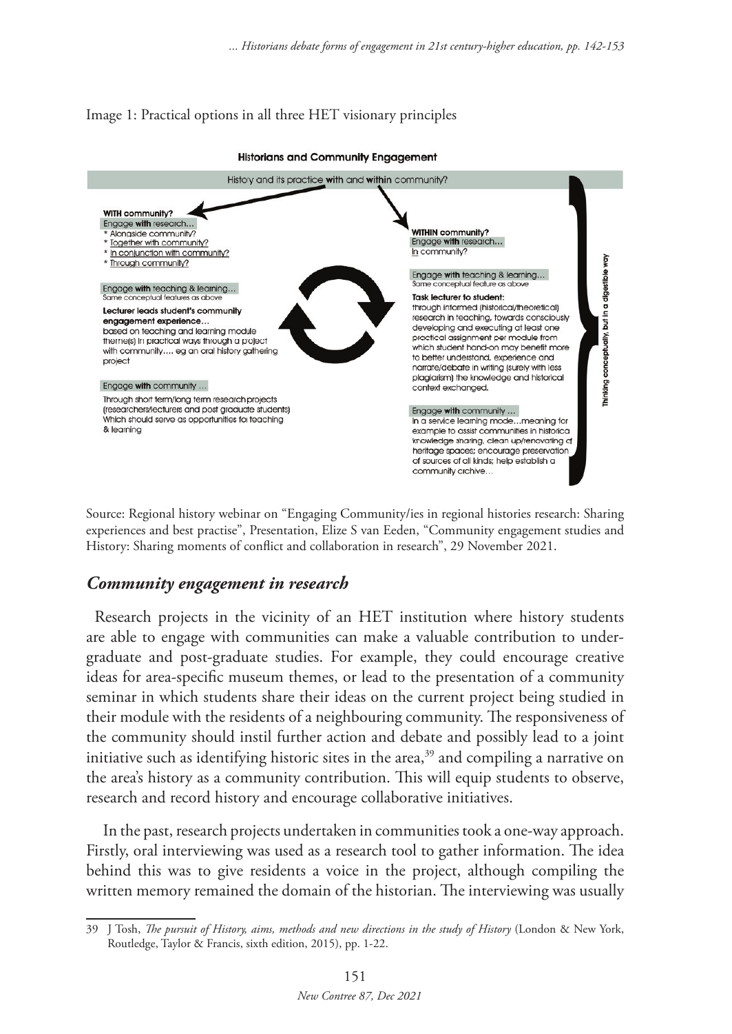Image 1: Practical options in all three HET visionary principles

**Historians and Community Engagement**

History and its practice **with** and **within** community?

**WITH community?**
Engage **with** research…
* Alongside community?
* Together with community?
* In conjunction with community?
* Through community?

Engage **with** teaching & learning…
Same conceptual features as above

**Lecturer leads student's community engagement experience…**
based on teaching and learning module theme(s) in practical ways through a project with community…. eg an oral history gathering project

Engage **with** community …
Through short term/long term research projects (researchers/lecturers and post graduate students) Which should serve as opportunities for teaching & learning

**WITHIN community?**
Engage **with** research…
In community?

Engage **with** teaching & learning…
Same conceptual feature as above

**Task lecturer to student:**
through informed (historical/theoretical) research in teaching, towards consciously developing and executing at least one practical assignment per module from which student hand-on may benefit more to better understand, experience and narrate/debate in writing (surely with less plagiarism) the knowledge and historical context exchanged.

Engage **with** community …
In a service learning mode…meaning for example to assist communities in historical knowledge sharing, clean up/renovating of heritage spaces; encourage preservation of sources of all kinds; help establish a community archive…

Thinking conceptually, but in a digestible way

Source: Regional history webinar on "Engaging Community/ies in regional histories research: Sharing experiences and best practise", Presentation, Elize S van Eeden, "Community engagement studies and History: Sharing moments of conflict and collaboration in research", 29 November 2021.

### *Community engagement in research*

Research projects in the vicinity of an HET institution where history students are able to engage with communities can make a valuable contribution to undergraduate and post-graduate studies. For example, they could encourage creative ideas for area-specific museum themes, or lead to the presentation of a community seminar in which students share their ideas on the current project being studied in their module with the residents of a neighbouring community. The responsiveness of the community should instil further action and debate and possibly lead to a joint initiative such as identifying historic sites in the area,[39] and compiling a narrative on the area's history as a community contribution. This will equip students to observe, research and record history and encourage collaborative initiatives.

In the past, research projects undertaken in communities took a one-way approach. Firstly, oral interviewing was used as a research tool to gather information. The idea behind this was to give residents a voice in the project, although compiling the written memory remained the domain of the historian. The interviewing was usually

---

39 J Tosh, *The pursuit of History, aims, methods and new directions in the study of History* (London & New York, Routledge, Taylor & Francis, sixth edition, 2015), pp. 1-22.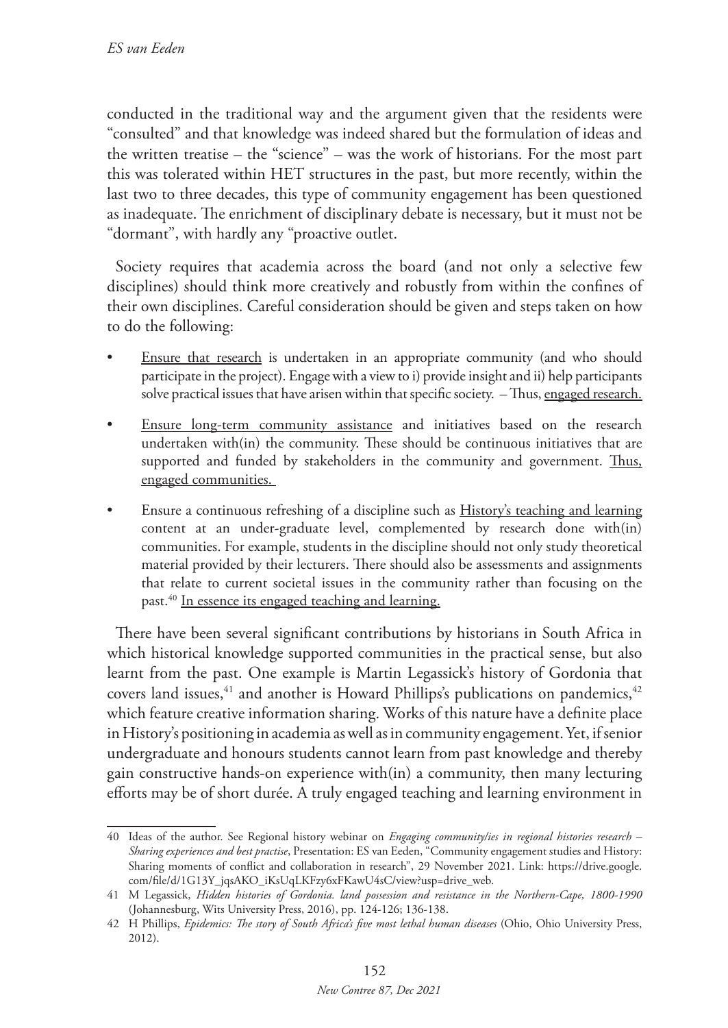conducted in the traditional way and the argument given that the residents were "consulted" and that knowledge was indeed shared but the formulation of ideas and the written treatise – the "science" – was the work of historians. For the most part this was tolerated within HET structures in the past, but more recently, within the last two to three decades, this type of community engagement has been questioned as inadequate. The enrichment of disciplinary debate is necessary, but it must not be "dormant", with hardly any "proactive outlet.

Society requires that academia across the board (and not only a selective few disciplines) should think more creatively and robustly from within the confines of their own disciplines. Careful consideration should be given and steps taken on how to do the following:

- <u>Ensure that research</u> is undertaken in an appropriate community (and who should participate in the project). Engage with a view to i) provide insight and ii) help participants solve practical issues that have arisen within that specific society. – Thus, <u>engaged research.</u>
- <u>Ensure long-term community assistance</u> and initiatives based on the research undertaken with(in) the community. These should be continuous initiatives that are supported and funded by stakeholders in the community and government. <u>Thus, engaged communities.</u>
- Ensure a continuous refreshing of a discipline such as <u>History's teaching and learning</u> content at an under-graduate level, complemented by research done with(in) communities. For example, students in the discipline should not only study theoretical material provided by their lecturers. There should also be assessments and assignments that relate to current societal issues in the community rather than focusing on the past.[40] <u>In essence its engaged teaching and learning.</u>

There have been several significant contributions by historians in South Africa in which historical knowledge supported communities in the practical sense, but also learnt from the past. One example is Martin Legassick's history of Gordonia that covers land issues,[41] and another is Howard Phillips's publications on pandemics,[42] which feature creative information sharing. Works of this nature have a definite place in History's positioning in academia as well as in community engagement. Yet, if senior undergraduate and honours students cannot learn from past knowledge and thereby gain constructive hands-on experience with(in) a community, then many lecturing efforts may be of short durée. A truly engaged teaching and learning environment in

---

40 Ideas of the author. See Regional history webinar on *Engaging community/ies in regional histories research – Sharing experiences and best practise*, Presentation: ES van Eeden, "Community engagement studies and History: Sharing moments of conflict and collaboration in research", 29 November 2021. Link: https://drive.google.com/file/d/1G13Y_jqsAKO_iKsUqLKFzy6xFKawU4sC/view?usp=drive_web.

41 M Legassick, *Hidden histories of Gordonia. land possession and resistance in the Northern-Cape, 1800-1990* (Johannesburg, Wits University Press, 2016), pp. 124-126; 136-138.

42 H Phillips, *Epidemics: The story of South Africa's five most lethal human diseases* (Ohio, Ohio University Press, 2012).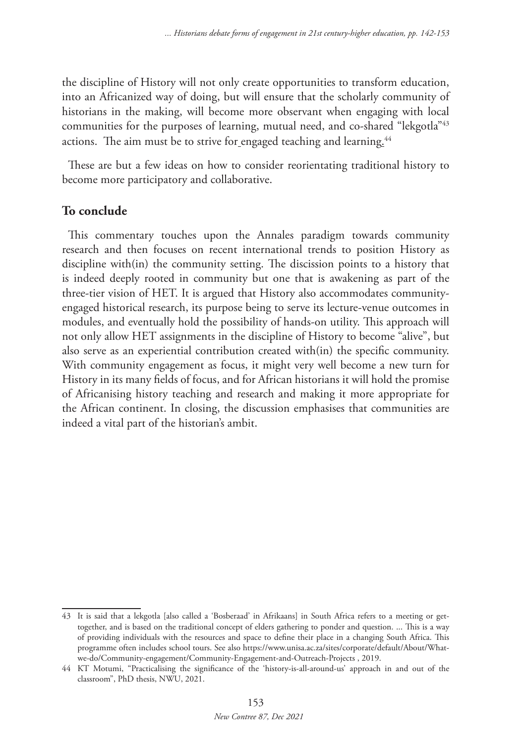the discipline of History will not only create opportunities to transform education, into an Africanized way of doing, but will ensure that the scholarly community of historians in the making, will become more observant when engaging with local communities for the purposes of learning, mutual need, and co-shared "lekgotla"[43] actions. The aim must be to strive for engaged teaching and learning.[44]

These are but a few ideas on how to consider reorientating traditional history to become more participatory and collaborative.

## To conclude

This commentary touches upon the Annales paradigm towards community research and then focuses on recent international trends to position History as discipline with(in) the community setting. The discission points to a history that is indeed deeply rooted in community but one that is awakening as part of the three-tier vision of HET. It is argued that History also accommodates community-engaged historical research, its purpose being to serve its lecture-venue outcomes in modules, and eventually hold the possibility of hands-on utility. This approach will not only allow HET assignments in the discipline of History to become "alive", but also serve as an experiential contribution created with(in) the specific community. With community engagement as focus, it might very well become a new turn for History in its many fields of focus, and for African historians it will hold the promise of Africanising history teaching and research and making it more appropriate for the African continent. In closing, the discussion emphasises that communities are indeed a vital part of the historian's ambit.

---

43 It is said that a lekgotla [also called a 'Bosberaad' in Afrikaans] in South Africa refers to a meeting or get-together, and is based on the traditional concept of elders gathering to ponder and question. ... This is a way of providing individuals with the resources and space to define their place in a changing South Africa. This programme often includes school tours. See also https://www.unisa.ac.za/sites/corporate/default/About/What-we-do/Community-engagement/Community-Engagement-and-Outreach-Projects , 2019.

44 KT Motumi, "Practicalising the significance of the 'history-is-all-around-us' approach in and out of the classroom", PhD thesis, NWU, 2021.